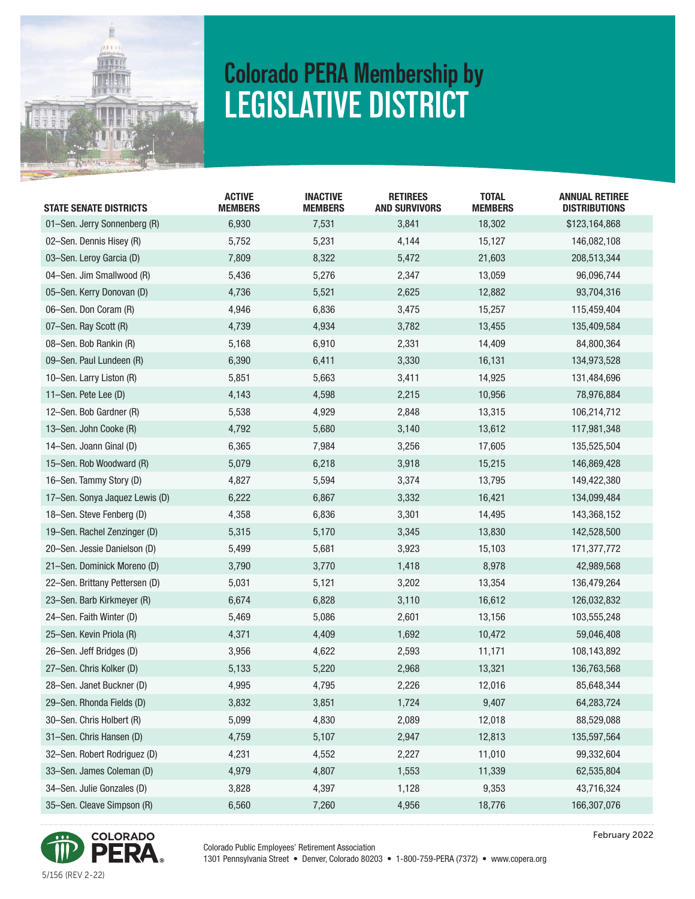# Colorado PERA Membership by LEGISLATIVE DISTRICT

| STATE SENATE DISTRICTS | ACTIVE MEMBERS | INACTIVE MEMBERS | RETIREES AND SURVIVORS | TOTAL MEMBERS | ANNUAL RETIREE DISTRIBUTIONS |
|---|---|---|---|---|---|
| 01–Sen. Jerry Sonnenberg (R) | 6,930 | 7,531 | 3,841 | 18,302 | $123,164,868 |
| 02–Sen. Dennis Hisey (R) | 5,752 | 5,231 | 4,144 | 15,127 | 146,082,108 |
| 03–Sen. Leroy Garcia (D) | 7,809 | 8,322 | 5,472 | 21,603 | 208,513,344 |
| 04–Sen. Jim Smallwood (R) | 5,436 | 5,276 | 2,347 | 13,059 | 96,096,744 |
| 05–Sen. Kerry Donovan (D) | 4,736 | 5,521 | 2,625 | 12,882 | 93,704,316 |
| 06–Sen. Don Coram (R) | 4,946 | 6,836 | 3,475 | 15,257 | 115,459,404 |
| 07–Sen. Ray Scott (R) | 4,739 | 4,934 | 3,782 | 13,455 | 135,409,584 |
| 08–Sen. Bob Rankin (R) | 5,168 | 6,910 | 2,331 | 14,409 | 84,800,364 |
| 09–Sen. Paul Lundeen (R) | 6,390 | 6,411 | 3,330 | 16,131 | 134,973,528 |
| 10–Sen. Larry Liston (R) | 5,851 | 5,663 | 3,411 | 14,925 | 131,484,696 |
| 11–Sen. Pete Lee (D) | 4,143 | 4,598 | 2,215 | 10,956 | 78,976,884 |
| 12–Sen. Bob Gardner (R) | 5,538 | 4,929 | 2,848 | 13,315 | 106,214,712 |
| 13–Sen. John Cooke (R) | 4,792 | 5,680 | 3,140 | 13,612 | 117,981,348 |
| 14–Sen. Joann Ginal (D) | 6,365 | 7,984 | 3,256 | 17,605 | 135,525,504 |
| 15–Sen. Rob Woodward (R) | 5,079 | 6,218 | 3,918 | 15,215 | 146,869,428 |
| 16–Sen. Tammy Story (D) | 4,827 | 5,594 | 3,374 | 13,795 | 149,422,380 |
| 17–Sen. Sonya Jaquez Lewis (D) | 6,222 | 6,867 | 3,332 | 16,421 | 134,099,484 |
| 18–Sen. Steve Fenberg (D) | 4,358 | 6,836 | 3,301 | 14,495 | 143,368,152 |
| 19–Sen. Rachel Zenzinger (D) | 5,315 | 5,170 | 3,345 | 13,830 | 142,528,500 |
| 20–Sen. Jessie Danielson (D) | 5,499 | 5,681 | 3,923 | 15,103 | 171,377,772 |
| 21–Sen. Dominick Moreno (D) | 3,790 | 3,770 | 1,418 | 8,978 | 42,989,568 |
| 22–Sen. Brittany Pettersen (D) | 5,031 | 5,121 | 3,202 | 13,354 | 136,479,264 |
| 23–Sen. Barb Kirkmeyer (R) | 6,674 | 6,828 | 3,110 | 16,612 | 126,032,832 |
| 24–Sen. Faith Winter (D) | 5,469 | 5,086 | 2,601 | 13,156 | 103,555,248 |
| 25–Sen. Kevin Priola (R) | 4,371 | 4,409 | 1,692 | 10,472 | 59,046,408 |
| 26–Sen. Jeff Bridges (D) | 3,956 | 4,622 | 2,593 | 11,171 | 108,143,892 |
| 27–Sen. Chris Kolker (D) | 5,133 | 5,220 | 2,968 | 13,321 | 136,763,568 |
| 28–Sen. Janet Buckner (D) | 4,995 | 4,795 | 2,226 | 12,016 | 85,648,344 |
| 29–Sen. Rhonda Fields (D) | 3,832 | 3,851 | 1,724 | 9,407 | 64,283,724 |
| 30–Sen. Chris Holbert (R) | 5,099 | 4,830 | 2,089 | 12,018 | 88,529,088 |
| 31–Sen. Chris Hansen (D) | 4,759 | 5,107 | 2,947 | 12,813 | 135,597,564 |
| 32–Sen. Robert Rodriguez (D) | 4,231 | 4,552 | 2,227 | 11,010 | 99,332,604 |
| 33–Sen. James Coleman (D) | 4,979 | 4,807 | 1,553 | 11,339 | 62,535,804 |
| 34–Sen. Julie Gonzales (D) | 3,828 | 4,397 | 1,128 | 9,353 | 43,716,324 |
| 35–Sen. Cleave Simpson (R) | 6,560 | 7,260 | 4,956 | 18,776 | 166,307,076 |

February 2022

COLORADO PERA

Colorado Public Employees' Retirement Association
1301 Pennsylvania Street • Denver, Colorado 80203 • 1-800-759-PERA (7372) • www.copera.org

5/156 (REV 2-22)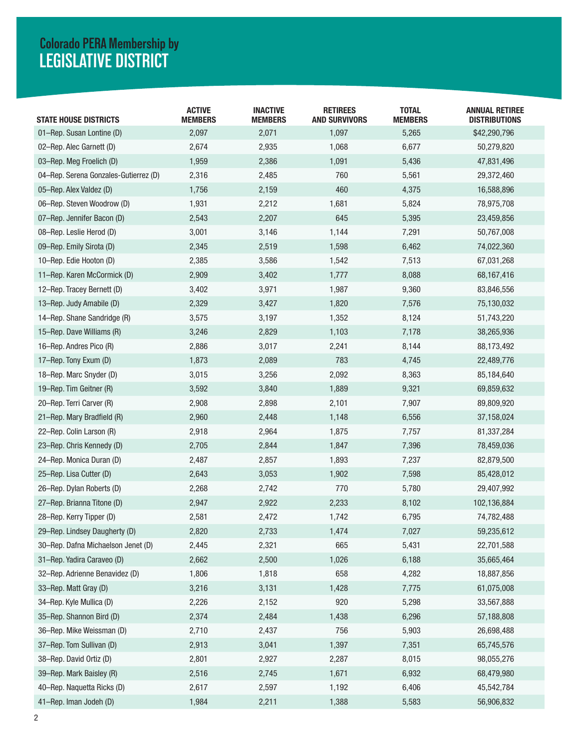# Colorado PERA Membership by
# LEGISLATIVE DISTRICT

| STATE HOUSE DISTRICTS | ACTIVE MEMBERS | INACTIVE MEMBERS | RETIREES AND SURVIVORS | TOTAL MEMBERS | ANNUAL RETIREE DISTRIBUTIONS |
|---|---|---|---|---|---|
| 01–Rep. Susan Lontine (D) | 2,097 | 2,071 | 1,097 | 5,265 | $42,290,796 |
| 02–Rep. Alec Garnett (D) | 2,674 | 2,935 | 1,068 | 6,677 | 50,279,820 |
| 03–Rep. Meg Froelich (D) | 1,959 | 2,386 | 1,091 | 5,436 | 47,831,496 |
| 04–Rep. Serena Gonzales-Gutierrez (D) | 2,316 | 2,485 | 760 | 5,561 | 29,372,460 |
| 05–Rep. Alex Valdez (D) | 1,756 | 2,159 | 460 | 4,375 | 16,588,896 |
| 06–Rep. Steven Woodrow (D) | 1,931 | 2,212 | 1,681 | 5,824 | 78,975,708 |
| 07–Rep. Jennifer Bacon (D) | 2,543 | 2,207 | 645 | 5,395 | 23,459,856 |
| 08–Rep. Leslie Herod (D) | 3,001 | 3,146 | 1,144 | 7,291 | 50,767,008 |
| 09–Rep. Emily Sirota (D) | 2,345 | 2,519 | 1,598 | 6,462 | 74,022,360 |
| 10–Rep. Edie Hooton (D) | 2,385 | 3,586 | 1,542 | 7,513 | 67,031,268 |
| 11–Rep. Karen McCormick (D) | 2,909 | 3,402 | 1,777 | 8,088 | 68,167,416 |
| 12–Rep. Tracey Bernett (D) | 3,402 | 3,971 | 1,987 | 9,360 | 83,846,556 |
| 13–Rep. Judy Amabile (D) | 2,329 | 3,427 | 1,820 | 7,576 | 75,130,032 |
| 14–Rep. Shane Sandridge (R) | 3,575 | 3,197 | 1,352 | 8,124 | 51,743,220 |
| 15–Rep. Dave Williams (R) | 3,246 | 2,829 | 1,103 | 7,178 | 38,265,936 |
| 16–Rep. Andres Pico (R) | 2,886 | 3,017 | 2,241 | 8,144 | 88,173,492 |
| 17–Rep. Tony Exum (D) | 1,873 | 2,089 | 783 | 4,745 | 22,489,776 |
| 18–Rep. Marc Snyder (D) | 3,015 | 3,256 | 2,092 | 8,363 | 85,184,640 |
| 19–Rep. Tim Geitner (R) | 3,592 | 3,840 | 1,889 | 9,321 | 69,859,632 |
| 20–Rep. Terri Carver (R) | 2,908 | 2,898 | 2,101 | 7,907 | 89,809,920 |
| 21–Rep. Mary Bradfield (R) | 2,960 | 2,448 | 1,148 | 6,556 | 37,158,024 |
| 22–Rep. Colin Larson (R) | 2,918 | 2,964 | 1,875 | 7,757 | 81,337,284 |
| 23–Rep. Chris Kennedy (D) | 2,705 | 2,844 | 1,847 | 7,396 | 78,459,036 |
| 24–Rep. Monica Duran (D) | 2,487 | 2,857 | 1,893 | 7,237 | 82,879,500 |
| 25–Rep. Lisa Cutter (D) | 2,643 | 3,053 | 1,902 | 7,598 | 85,428,012 |
| 26–Rep. Dylan Roberts (D) | 2,268 | 2,742 | 770 | 5,780 | 29,407,992 |
| 27–Rep. Brianna Titone (D) | 2,947 | 2,922 | 2,233 | 8,102 | 102,136,884 |
| 28–Rep. Kerry Tipper (D) | 2,581 | 2,472 | 1,742 | 6,795 | 74,782,488 |
| 29–Rep. Lindsey Daugherty (D) | 2,820 | 2,733 | 1,474 | 7,027 | 59,235,612 |
| 30–Rep. Dafna Michaelson Jenet (D) | 2,445 | 2,321 | 665 | 5,431 | 22,701,588 |
| 31–Rep. Yadira Caraveo (D) | 2,662 | 2,500 | 1,026 | 6,188 | 35,665,464 |
| 32–Rep. Adrienne Benavidez (D) | 1,806 | 1,818 | 658 | 4,282 | 18,887,856 |
| 33–Rep. Matt Gray (D) | 3,216 | 3,131 | 1,428 | 7,775 | 61,075,008 |
| 34–Rep. Kyle Mullica (D) | 2,226 | 2,152 | 920 | 5,298 | 33,567,888 |
| 35–Rep. Shannon Bird (D) | 2,374 | 2,484 | 1,438 | 6,296 | 57,188,808 |
| 36–Rep. Mike Weissman (D) | 2,710 | 2,437 | 756 | 5,903 | 26,698,488 |
| 37–Rep. Tom Sullivan (D) | 2,913 | 3,041 | 1,397 | 7,351 | 65,745,576 |
| 38–Rep. David Ortiz (D) | 2,801 | 2,927 | 2,287 | 8,015 | 98,055,276 |
| 39–Rep. Mark Baisley (R) | 2,516 | 2,745 | 1,671 | 6,932 | 68,479,980 |
| 40–Rep. Naquetta Ricks (D) | 2,617 | 2,597 | 1,192 | 6,406 | 45,542,784 |
| 41–Rep. Iman Jodeh (D) | 1,984 | 2,211 | 1,388 | 5,583 | 56,906,832 |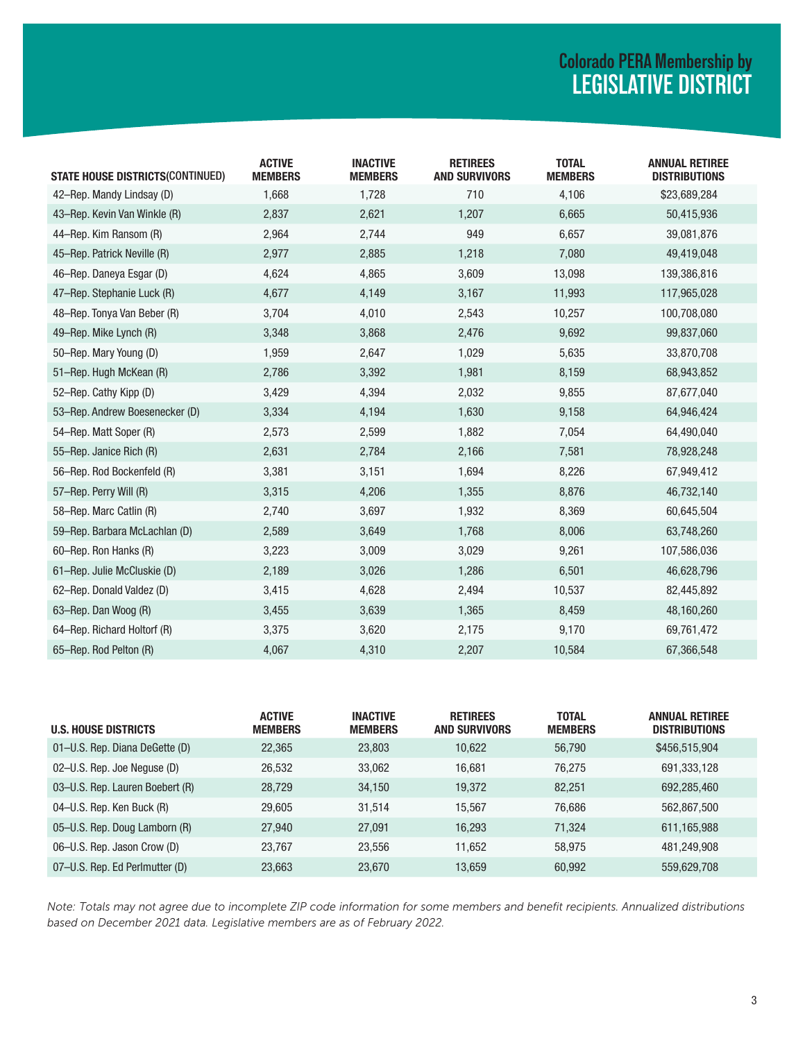# Colorado PERA Membership by LEGISLATIVE DISTRICT

| STATE HOUSE DISTRICTS(CONTINUED) | ACTIVE MEMBERS | INACTIVE MEMBERS | RETIREES AND SURVIVORS | TOTAL MEMBERS | ANNUAL RETIREE DISTRIBUTIONS |
|---|---|---|---|---|---|
| 42–Rep. Mandy Lindsay (D) | 1,668 | 1,728 | 710 | 4,106 | $23,689,284 |
| 43–Rep. Kevin Van Winkle (R) | 2,837 | 2,621 | 1,207 | 6,665 | 50,415,936 |
| 44–Rep. Kim Ransom (R) | 2,964 | 2,744 | 949 | 6,657 | 39,081,876 |
| 45–Rep. Patrick Neville (R) | 2,977 | 2,885 | 1,218 | 7,080 | 49,419,048 |
| 46–Rep. Daneya Esgar (D) | 4,624 | 4,865 | 3,609 | 13,098 | 139,386,816 |
| 47–Rep. Stephanie Luck (R) | 4,677 | 4,149 | 3,167 | 11,993 | 117,965,028 |
| 48–Rep. Tonya Van Beber (R) | 3,704 | 4,010 | 2,543 | 10,257 | 100,708,080 |
| 49–Rep. Mike Lynch (R) | 3,348 | 3,868 | 2,476 | 9,692 | 99,837,060 |
| 50–Rep. Mary Young (D) | 1,959 | 2,647 | 1,029 | 5,635 | 33,870,708 |
| 51–Rep. Hugh McKean (R) | 2,786 | 3,392 | 1,981 | 8,159 | 68,943,852 |
| 52–Rep. Cathy Kipp (D) | 3,429 | 4,394 | 2,032 | 9,855 | 87,677,040 |
| 53–Rep. Andrew Boesenecker (D) | 3,334 | 4,194 | 1,630 | 9,158 | 64,946,424 |
| 54–Rep. Matt Soper (R) | 2,573 | 2,599 | 1,882 | 7,054 | 64,490,040 |
| 55–Rep. Janice Rich (R) | 2,631 | 2,784 | 2,166 | 7,581 | 78,928,248 |
| 56–Rep. Rod Bockenfeld (R) | 3,381 | 3,151 | 1,694 | 8,226 | 67,949,412 |
| 57–Rep. Perry Will (R) | 3,315 | 4,206 | 1,355 | 8,876 | 46,732,140 |
| 58–Rep. Marc Catlin (R) | 2,740 | 3,697 | 1,932 | 8,369 | 60,645,504 |
| 59–Rep. Barbara McLachlan (D) | 2,589 | 3,649 | 1,768 | 8,006 | 63,748,260 |
| 60–Rep. Ron Hanks (R) | 3,223 | 3,009 | 3,029 | 9,261 | 107,586,036 |
| 61–Rep. Julie McCluskie (D) | 2,189 | 3,026 | 1,286 | 6,501 | 46,628,796 |
| 62–Rep. Donald Valdez (D) | 3,415 | 4,628 | 2,494 | 10,537 | 82,445,892 |
| 63–Rep. Dan Woog (R) | 3,455 | 3,639 | 1,365 | 8,459 | 48,160,260 |
| 64–Rep. Richard Holtorf (R) | 3,375 | 3,620 | 2,175 | 9,170 | 69,761,472 |
| 65–Rep. Rod Pelton (R) | 4,067 | 4,310 | 2,207 | 10,584 | 67,366,548 |

| U.S. HOUSE DISTRICTS | ACTIVE MEMBERS | INACTIVE MEMBERS | RETIREES AND SURVIVORS | TOTAL MEMBERS | ANNUAL RETIREE DISTRIBUTIONS |
|---|---|---|---|---|---|
| 01–U.S. Rep. Diana DeGette (D) | 22,365 | 23,803 | 10,622 | 56,790 | $456,515,904 |
| 02–U.S. Rep. Joe Neguse (D) | 26,532 | 33,062 | 16,681 | 76,275 | 691,333,128 |
| 03–U.S. Rep. Lauren Boebert (R) | 28,729 | 34,150 | 19,372 | 82,251 | 692,285,460 |
| 04–U.S. Rep. Ken Buck (R) | 29,605 | 31,514 | 15,567 | 76,686 | 562,867,500 |
| 05–U.S. Rep. Doug Lamborn (R) | 27,940 | 27,091 | 16,293 | 71,324 | 611,165,988 |
| 06–U.S. Rep. Jason Crow (D) | 23,767 | 23,556 | 11,652 | 58,975 | 481,249,908 |
| 07–U.S. Rep. Ed Perlmutter (D) | 23,663 | 23,670 | 13,659 | 60,992 | 559,629,708 |

*Note: Totals may not agree due to incomplete ZIP code information for some members and benefit recipients. Annualized distributions based on December 2021 data. Legislative members are as of February 2022.*